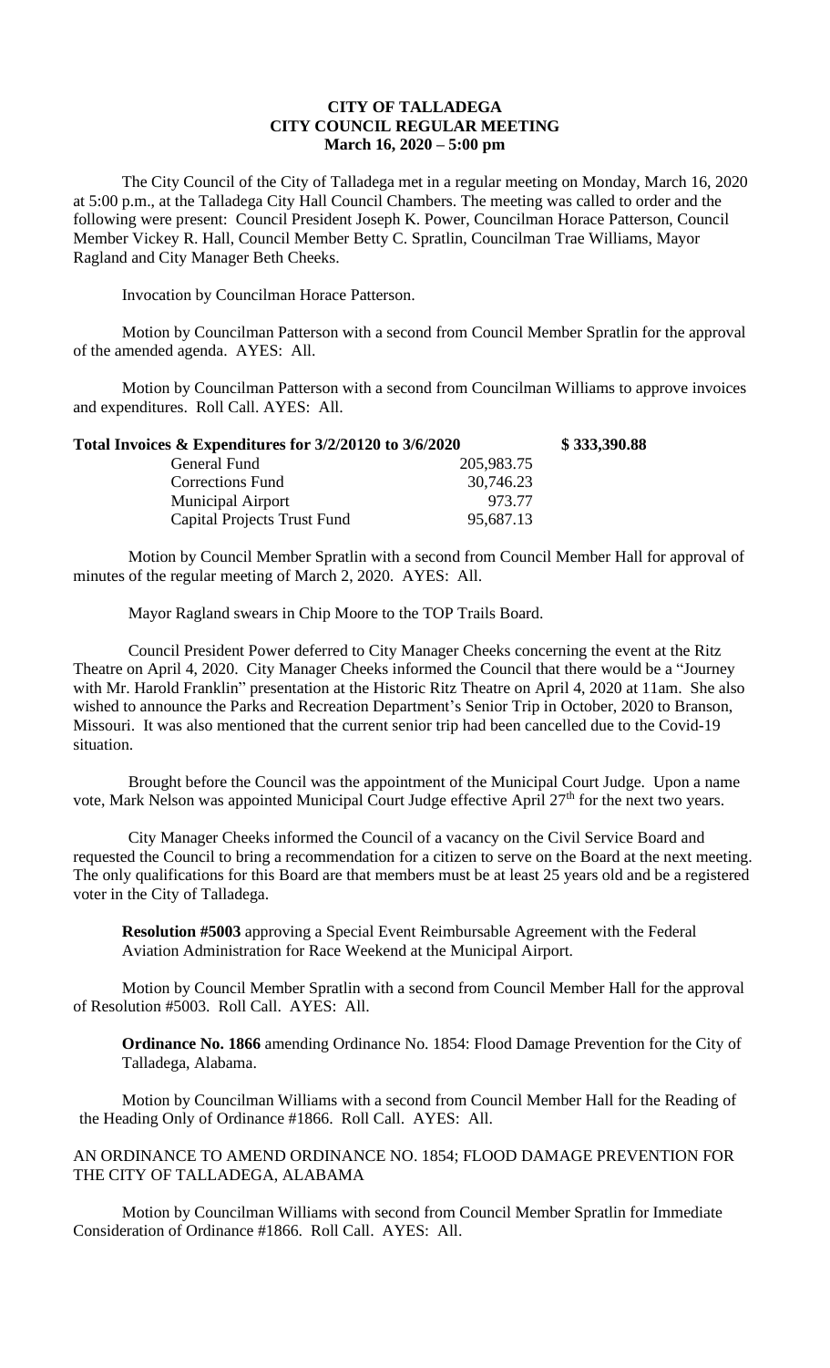**CITY OF TALLADEGA**
**CITY COUNCIL REGULAR MEETING**
**March 16, 2020 – 5:00 pm**

The City Council of the City of Talladega met in a regular meeting on Monday, March 16, 2020 at 5:00 p.m., at the Talladega City Hall Council Chambers. The meeting was called to order and the following were present: Council President Joseph K. Power, Councilman Horace Patterson, Council Member Vickey R. Hall, Council Member Betty C. Spratlin, Councilman Trae Williams, Mayor Ragland and City Manager Beth Cheeks.

Invocation by Councilman Horace Patterson.

Motion by Councilman Patterson with a second from Council Member Spratlin for the approval of the amended agenda. AYES: All.

Motion by Councilman Patterson with a second from Councilman Williams to approve invoices and expenditures. Roll Call. AYES: All.

| **Total Invoices & Expenditures for 3/2/20120 to 3/6/2020** | | **$ 333,390.88** |
|---|---|---|
| General Fund | 205,983.75 | |
| Corrections Fund | 30,746.23 | |
| Municipal Airport | 973.77 | |
| Capital Projects Trust Fund | 95,687.13 | |

Motion by Council Member Spratlin with a second from Council Member Hall for approval of minutes of the regular meeting of March 2, 2020. AYES: All.

Mayor Ragland swears in Chip Moore to the TOP Trails Board.

Council President Power deferred to City Manager Cheeks concerning the event at the Ritz Theatre on April 4, 2020. City Manager Cheeks informed the Council that there would be a "Journey with Mr. Harold Franklin" presentation at the Historic Ritz Theatre on April 4, 2020 at 11am. She also wished to announce the Parks and Recreation Department's Senior Trip in October, 2020 to Branson, Missouri. It was also mentioned that the current senior trip had been cancelled due to the Covid-19 situation.

Brought before the Council was the appointment of the Municipal Court Judge. Upon a name vote, Mark Nelson was appointed Municipal Court Judge effective April 27th for the next two years.

City Manager Cheeks informed the Council of a vacancy on the Civil Service Board and requested the Council to bring a recommendation for a citizen to serve on the Board at the next meeting. The only qualifications for this Board are that members must be at least 25 years old and be a registered voter in the City of Talladega.

**Resolution #5003** approving a Special Event Reimbursable Agreement with the Federal Aviation Administration for Race Weekend at the Municipal Airport.

Motion by Council Member Spratlin with a second from Council Member Hall for the approval of Resolution #5003. Roll Call. AYES: All.

**Ordinance No. 1866** amending Ordinance No. 1854: Flood Damage Prevention for the City of Talladega, Alabama.

Motion by Councilman Williams with a second from Council Member Hall for the Reading of the Heading Only of Ordinance #1866. Roll Call. AYES: All.

AN ORDINANCE TO AMEND ORDINANCE NO. 1854; FLOOD DAMAGE PREVENTION FOR THE CITY OF TALLADEGA, ALABAMA

Motion by Councilman Williams with second from Council Member Spratlin for Immediate Consideration of Ordinance #1866. Roll Call. AYES: All.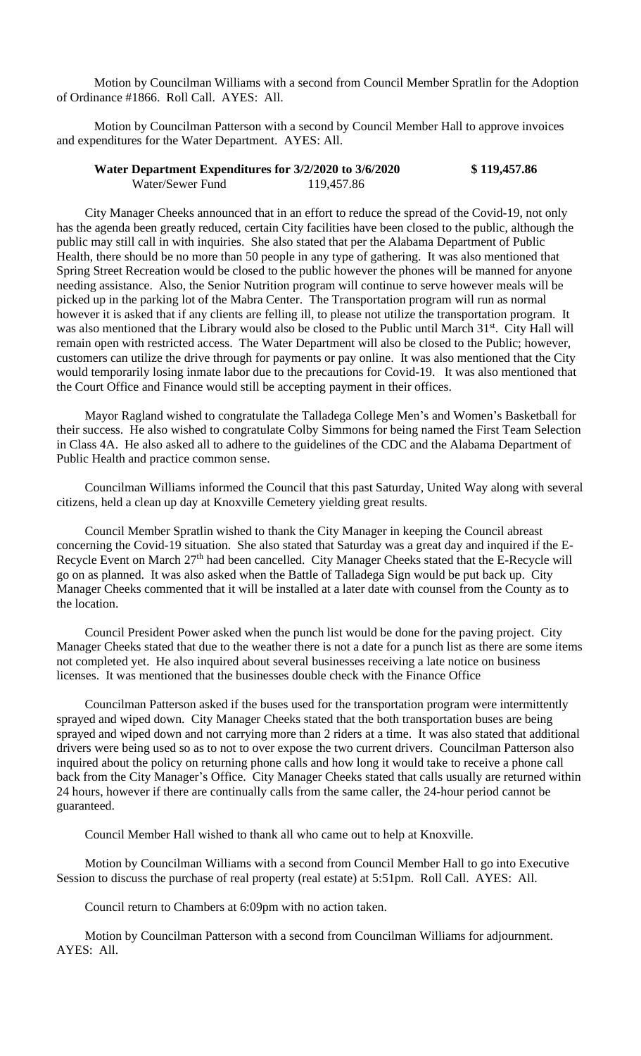Motion by Councilman Williams with a second from Council Member Spratlin for the Adoption of Ordinance #1866. Roll Call. AYES: All.

Motion by Councilman Patterson with a second by Council Member Hall to approve invoices and expenditures for the Water Department. AYES: All.

| **Water Department Expenditures for 3/2/2020 to 3/6/2020** | | **$ 119,457.86** |
|---|---|---|
| Water/Sewer Fund | 119,457.86 | |

City Manager Cheeks announced that in an effort to reduce the spread of the Covid-19, not only has the agenda been greatly reduced, certain City facilities have been closed to the public, although the public may still call in with inquiries. She also stated that per the Alabama Department of Public Health, there should be no more than 50 people in any type of gathering. It was also mentioned that Spring Street Recreation would be closed to the public however the phones will be manned for anyone needing assistance. Also, the Senior Nutrition program will continue to serve however meals will be picked up in the parking lot of the Mabra Center. The Transportation program will run as normal however it is asked that if any clients are felling ill, to please not utilize the transportation program. It was also mentioned that the Library would also be closed to the Public until March 31st. City Hall will remain open with restricted access. The Water Department will also be closed to the Public; however, customers can utilize the drive through for payments or pay online. It was also mentioned that the City would temporarily losing inmate labor due to the precautions for Covid-19. It was also mentioned that the Court Office and Finance would still be accepting payment in their offices.

Mayor Ragland wished to congratulate the Talladega College Men's and Women's Basketball for their success. He also wished to congratulate Colby Simmons for being named the First Team Selection in Class 4A. He also asked all to adhere to the guidelines of the CDC and the Alabama Department of Public Health and practice common sense.

Councilman Williams informed the Council that this past Saturday, United Way along with several citizens, held a clean up day at Knoxville Cemetery yielding great results.

Council Member Spratlin wished to thank the City Manager in keeping the Council abreast concerning the Covid-19 situation. She also stated that Saturday was a great day and inquired if the E-Recycle Event on March 27th had been cancelled. City Manager Cheeks stated that the E-Recycle will go on as planned. It was also asked when the Battle of Talladega Sign would be put back up. City Manager Cheeks commented that it will be installed at a later date with counsel from the County as to the location.

Council President Power asked when the punch list would be done for the paving project. City Manager Cheeks stated that due to the weather there is not a date for a punch list as there are some items not completed yet. He also inquired about several businesses receiving a late notice on business licenses. It was mentioned that the businesses double check with the Finance Office

Councilman Patterson asked if the buses used for the transportation program were intermittently sprayed and wiped down. City Manager Cheeks stated that the both transportation buses are being sprayed and wiped down and not carrying more than 2 riders at a time. It was also stated that additional drivers were being used so as to not to over expose the two current drivers. Councilman Patterson also inquired about the policy on returning phone calls and how long it would take to receive a phone call back from the City Manager's Office. City Manager Cheeks stated that calls usually are returned within 24 hours, however if there are continually calls from the same caller, the 24-hour period cannot be guaranteed.

Council Member Hall wished to thank all who came out to help at Knoxville.

Motion by Councilman Williams with a second from Council Member Hall to go into Executive Session to discuss the purchase of real property (real estate) at 5:51pm. Roll Call. AYES: All.

Council return to Chambers at 6:09pm with no action taken.

Motion by Councilman Patterson with a second from Councilman Williams for adjournment. AYES: All.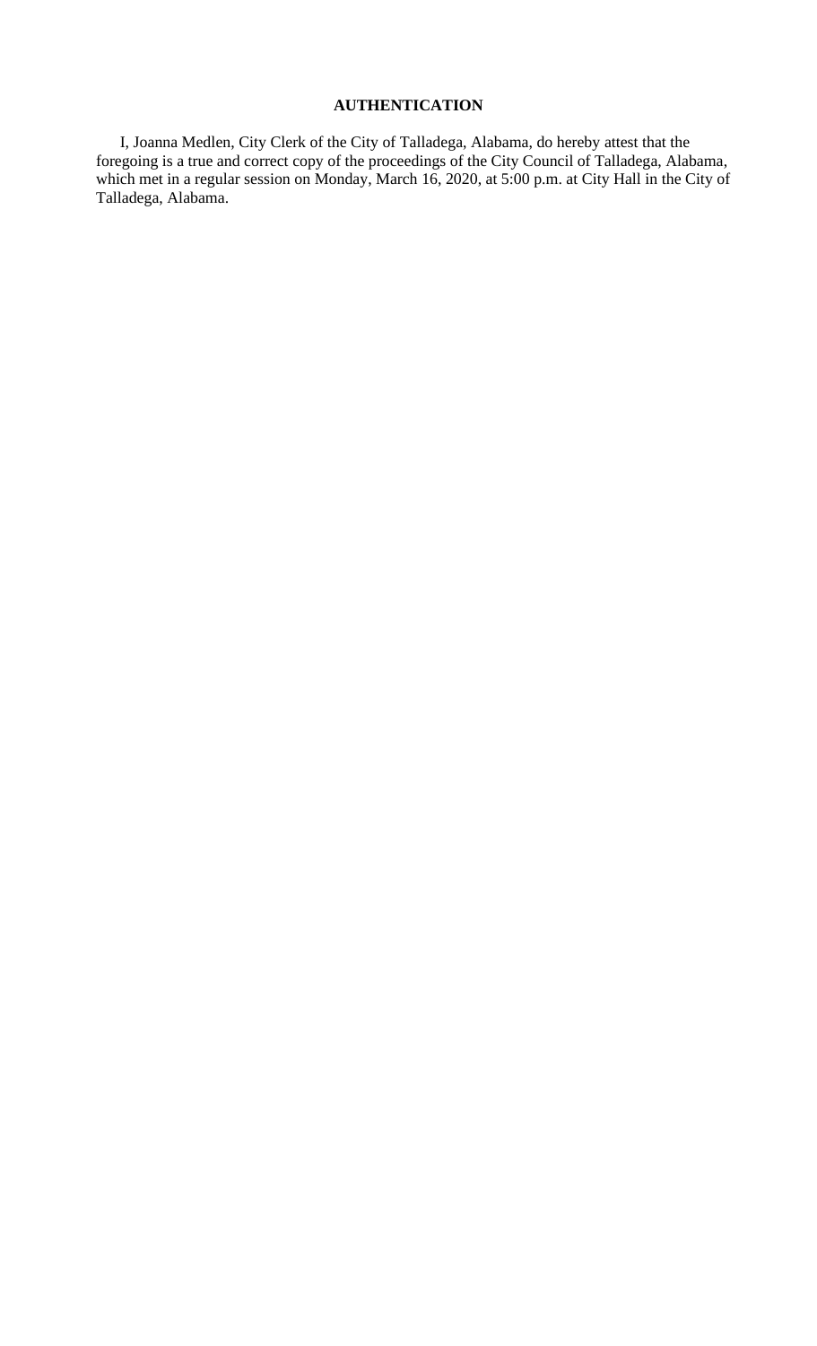**AUTHENTICATION**

I, Joanna Medlen, City Clerk of the City of Talladega, Alabama, do hereby attest that the foregoing is a true and correct copy of the proceedings of the City Council of Talladega, Alabama, which met in a regular session on Monday, March 16, 2020, at 5:00 p.m. at City Hall in the City of Talladega, Alabama.